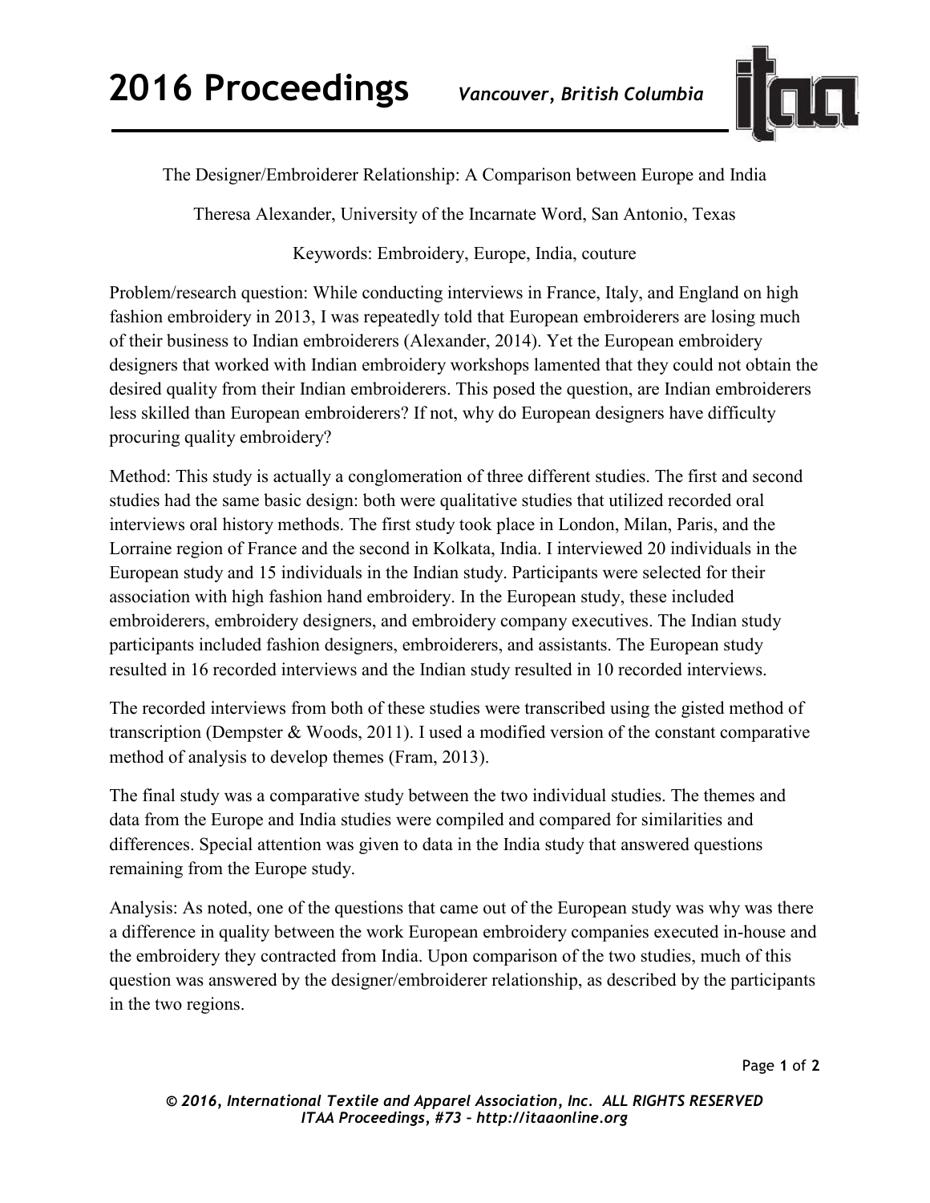# The Designer/Embroiderer Relationship: A Comparison between Europe and India

Theresa Alexander, University of the Incarnate Word, San Antonio, Texas

Keywords: Embroidery, Europe, India, couture

Problem/research question: While conducting interviews in France, Italy, and England on high fashion embroidery in 2013, I was repeatedly told that European embroiderers are losing much of their business to Indian embroiderers (Alexander, 2014). Yet the European embroidery designers that worked with Indian embroidery workshops lamented that they could not obtain the desired quality from their Indian embroiderers. This posed the question, are Indian embroiderers less skilled than European embroiderers? If not, why do European designers have difficulty procuring quality embroidery?

Method: This study is actually a conglomeration of three different studies. The first and second studies had the same basic design: both were qualitative studies that utilized recorded oral interviews oral history methods. The first study took place in London, Milan, Paris, and the Lorraine region of France and the second in Kolkata, India. I interviewed 20 individuals in the European study and 15 individuals in the Indian study. Participants were selected for their association with high fashion hand embroidery. In the European study, these included embroiderers, embroidery designers, and embroidery company executives. The Indian study participants included fashion designers, embroiderers, and assistants. The European study resulted in 16 recorded interviews and the Indian study resulted in 10 recorded interviews.

The recorded interviews from both of these studies were transcribed using the gisted method of transcription (Dempster & Woods, 2011). I used a modified version of the constant comparative method of analysis to develop themes (Fram, 2013).

The final study was a comparative study between the two individual studies. The themes and data from the Europe and India studies were compiled and compared for similarities and differences. Special attention was given to data in the India study that answered questions remaining from the Europe study.

Analysis: As noted, one of the questions that came out of the European study was why was there a difference in quality between the work European embroidery companies executed in-house and the embroidery they contracted from India. Upon comparison of the two studies, much of this question was answered by the designer/embroiderer relationship, as described by the participants in the two regions.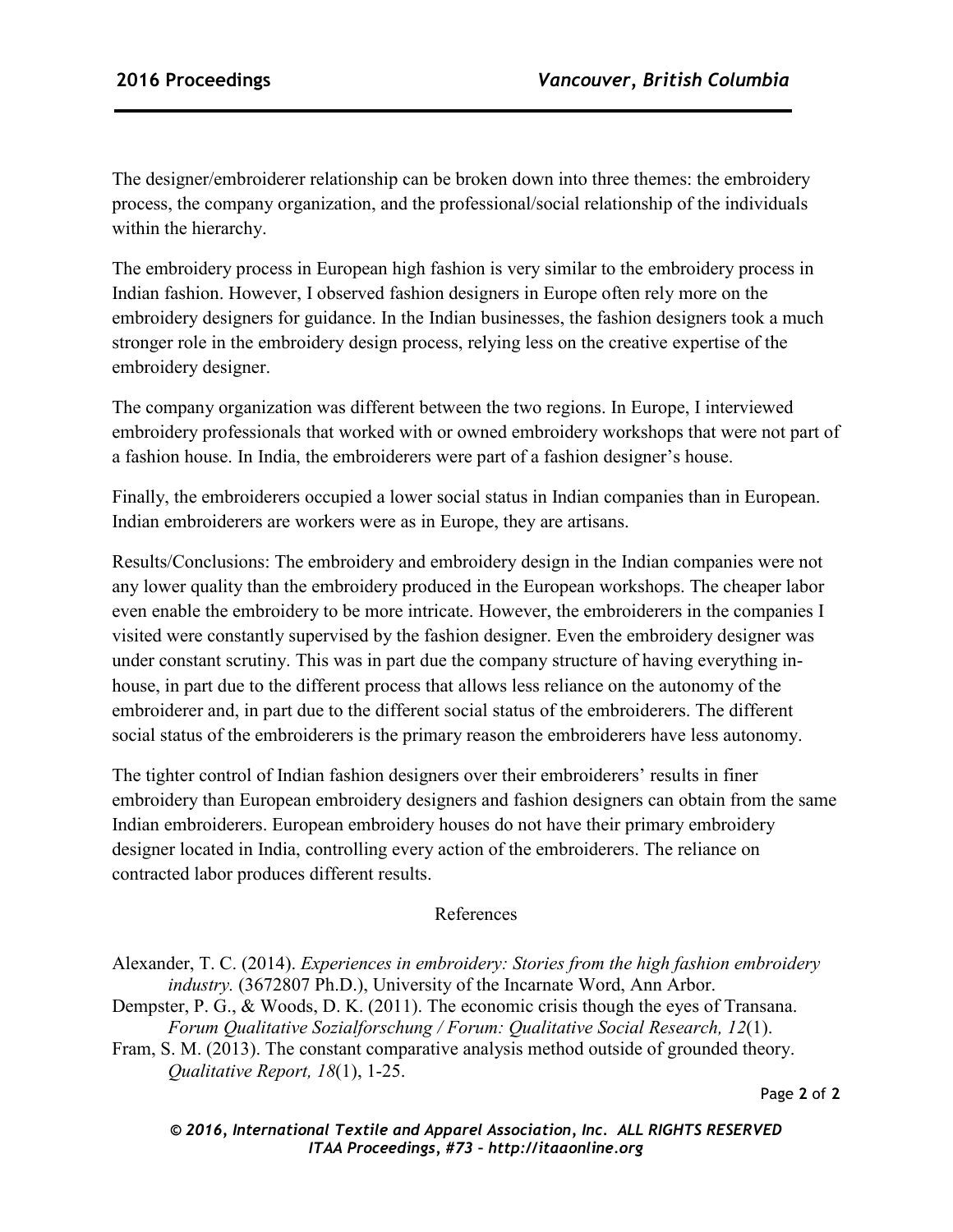The designer/embroiderer relationship can be broken down into three themes: the embroidery process, the company organization, and the professional/social relationship of the individuals within the hierarchy.

The embroidery process in European high fashion is very similar to the embroidery process in Indian fashion. However, I observed fashion designers in Europe often rely more on the embroidery designers for guidance. In the Indian businesses, the fashion designers took a much stronger role in the embroidery design process, relying less on the creative expertise of the embroidery designer.

The company organization was different between the two regions. In Europe, I interviewed embroidery professionals that worked with or owned embroidery workshops that were not part of a fashion house. In India, the embroiderers were part of a fashion designer's house.

Finally, the embroiderers occupied a lower social status in Indian companies than in European. Indian embroiderers are workers were as in Europe, they are artisans.

Results/Conclusions: The embroidery and embroidery design in the Indian companies were not any lower quality than the embroidery produced in the European workshops. The cheaper labor even enable the embroidery to be more intricate. However, the embroiderers in the companies I visited were constantly supervised by the fashion designer. Even the embroidery designer was under constant scrutiny. This was in part due the company structure of having everything in-house, in part due to the different process that allows less reliance on the autonomy of the embroiderer and, in part due to the different social status of the embroiderers. The different social status of the embroiderers is the primary reason the embroiderers have less autonomy.

The tighter control of Indian fashion designers over their embroiderers' results in finer embroidery than European embroidery designers and fashion designers can obtain from the same Indian embroiderers. European embroidery houses do not have their primary embroidery designer located in India, controlling every action of the embroiderers. The reliance on contracted labor produces different results.

## References

Alexander, T. C. (2014). *Experiences in embroidery: Stories from the high fashion embroidery industry.* (3672807 Ph.D.), University of the Incarnate Word, Ann Arbor.

Dempster, P. G., & Woods, D. K. (2011). The economic crisis though the eyes of Transana. *Forum Qualitative Sozialforschung / Forum: Qualitative Social Research, 12*(1).

Fram, S. M. (2013). The constant comparative analysis method outside of grounded theory. *Qualitative Report, 18*(1), 1-25.